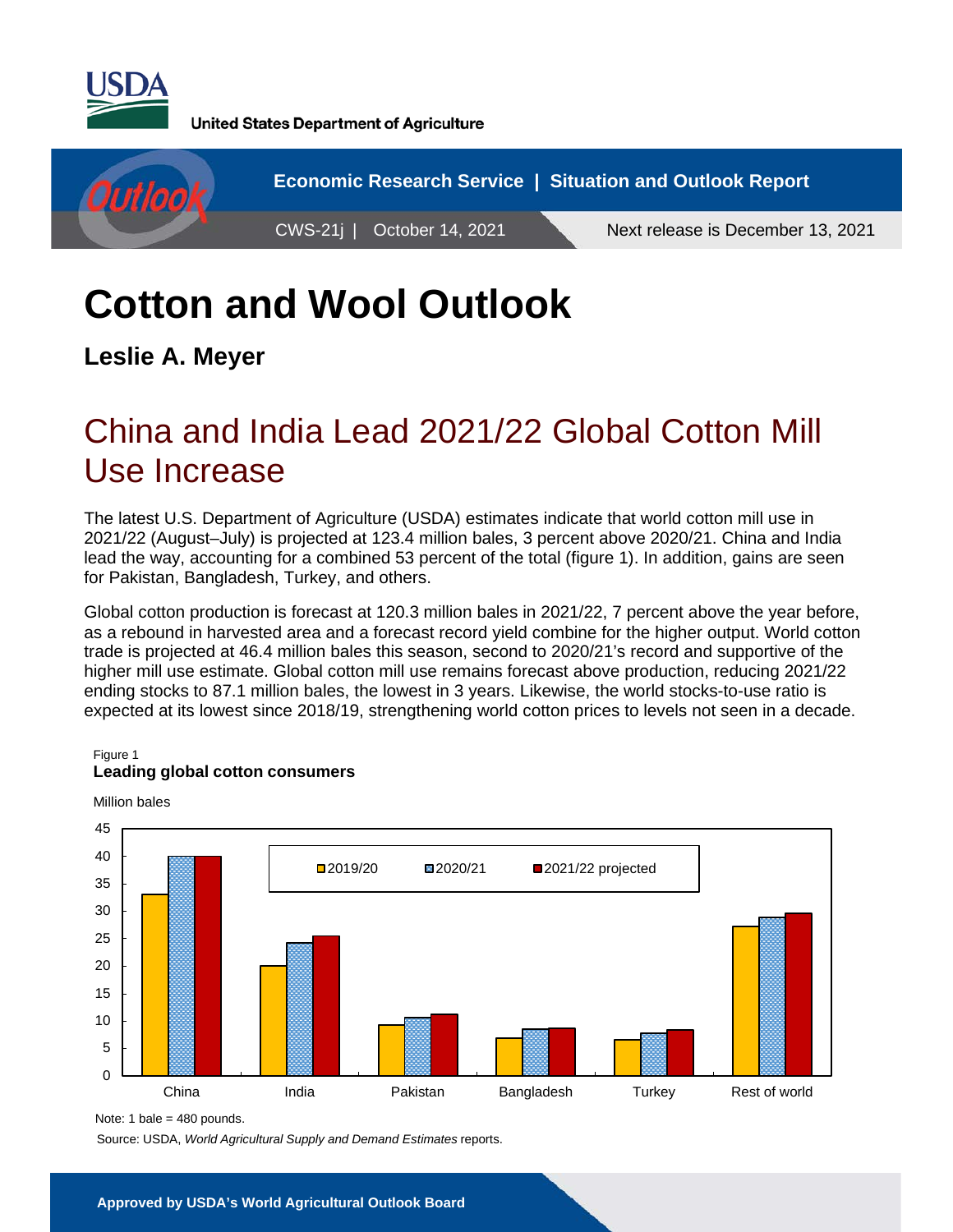United States Department of Agriculture

Economic Research Service | Situation and Outlook Report

CWS-21j | October 14, 2021

Next release is December 13, 2021

# Cotton and Wool Outlook

**Leslie A. Meyer**

## China and India Lead 2021/22 Global Cotton Mill Use Increase

The latest U.S. Department of Agriculture (USDA) estimates indicate that world cotton mill use in 2021/22 (August–July) is projected at 123.4 million bales, 3 percent above 2020/21. China and India lead the way, accounting for a combined 53 percent of the total (figure 1). In addition, gains are seen for Pakistan, Bangladesh, Turkey, and others.

Global cotton production is forecast at 120.3 million bales in 2021/22, 7 percent above the year before, as a rebound in harvested area and a forecast record yield combine for the higher output. World cotton trade is projected at 46.4 million bales this season, second to 2020/21's record and supportive of the higher mill use estimate. Global cotton mill use remains forecast above production, reducing 2021/22 ending stocks to 87.1 million bales, the lowest in 3 years. Likewise, the world stocks-to-use ratio is expected at its lowest since 2018/19, strengthening world cotton prices to levels not seen in a decade.

Figure 1
**Leading global cotton consumers**

Million bales

Bar chart comparing 2019/20, 2020/21, and 2021/22 projected cotton mill use for China, India, Pakistan, Bangladesh, Turkey, and Rest of world (y-axis 0–45 million bales).

Note: 1 bale = 480 pounds.

Source: USDA, *World Agricultural Supply and Demand Estimates* reports.

**Approved by USDA's World Agricultural Outlook Board**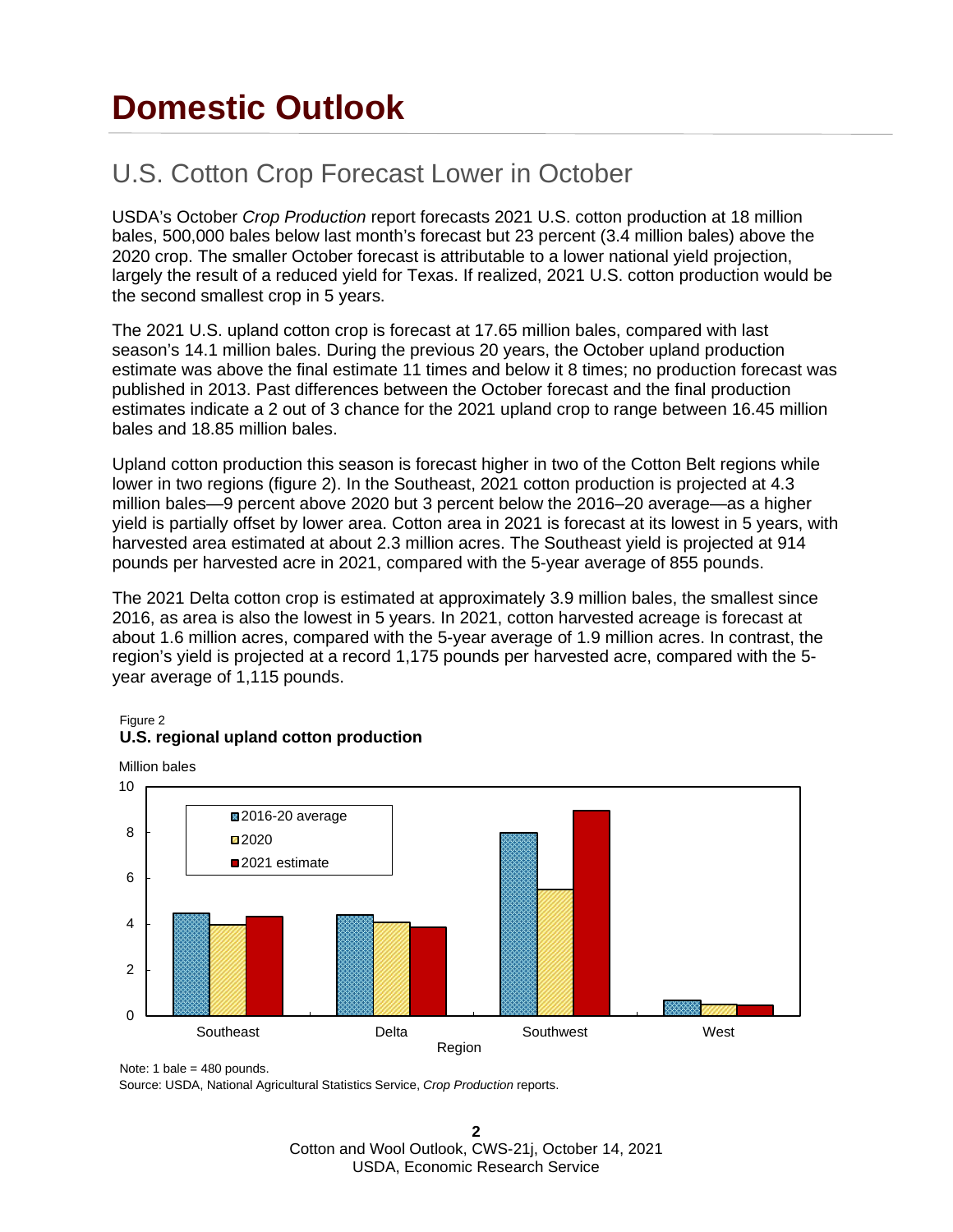# Domestic Outlook

## U.S. Cotton Crop Forecast Lower in October

USDA's October *Crop Production* report forecasts 2021 U.S. cotton production at 18 million bales, 500,000 bales below last month's forecast but 23 percent (3.4 million bales) above the 2020 crop. The smaller October forecast is attributable to a lower national yield projection, largely the result of a reduced yield for Texas. If realized, 2021 U.S. cotton production would be the second smallest crop in 5 years.

The 2021 U.S. upland cotton crop is forecast at 17.65 million bales, compared with last season's 14.1 million bales. During the previous 20 years, the October upland production estimate was above the final estimate 11 times and below it 8 times; no production forecast was published in 2013. Past differences between the October forecast and the final production estimates indicate a 2 out of 3 chance for the 2021 upland crop to range between 16.45 million bales and 18.85 million bales.

Upland cotton production this season is forecast higher in two of the Cotton Belt regions while lower in two regions (figure 2). In the Southeast, 2021 cotton production is projected at 4.3 million bales—9 percent above 2020 but 3 percent below the 2016–20 average—as a higher yield is partially offset by lower area. Cotton area in 2021 is forecast at its lowest in 5 years, with harvested area estimated at about 2.3 million acres. The Southeast yield is projected at 914 pounds per harvested acre in 2021, compared with the 5-year average of 855 pounds.

The 2021 Delta cotton crop is estimated at approximately 3.9 million bales, the smallest since 2016, as area is also the lowest in 5 years. In 2021, cotton harvested acreage is forecast at about 1.6 million acres, compared with the 5-year average of 1.9 million acres. In contrast, the region's yield is projected at a record 1,175 pounds per harvested acre, compared with the 5-year average of 1,115 pounds.

Figure 2

**U.S. regional upland cotton production**

Million bales

Legend: 2016-20 average; 2020; 2021 estimate

Regions: Southeast, Delta, Southwest, West

Note: 1 bale = 480 pounds.

Source: USDA, National Agricultural Statistics Service, *Crop Production* reports.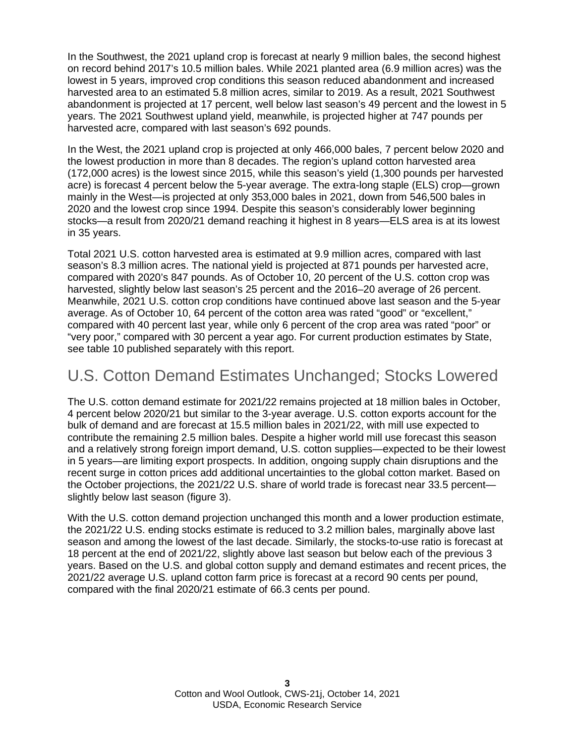In the Southwest, the 2021 upland crop is forecast at nearly 9 million bales, the second highest on record behind 2017's 10.5 million bales. While 2021 planted area (6.9 million acres) was the lowest in 5 years, improved crop conditions this season reduced abandonment and increased harvested area to an estimated 5.8 million acres, similar to 2019. As a result, 2021 Southwest abandonment is projected at 17 percent, well below last season's 49 percent and the lowest in 5 years. The 2021 Southwest upland yield, meanwhile, is projected higher at 747 pounds per harvested acre, compared with last season's 692 pounds.

In the West, the 2021 upland crop is projected at only 466,000 bales, 7 percent below 2020 and the lowest production in more than 8 decades. The region's upland cotton harvested area (172,000 acres) is the lowest since 2015, while this season's yield (1,300 pounds per harvested acre) is forecast 4 percent below the 5-year average. The extra-long staple (ELS) crop—grown mainly in the West—is projected at only 353,000 bales in 2021, down from 546,500 bales in 2020 and the lowest crop since 1994. Despite this season's considerably lower beginning stocks—a result from 2020/21 demand reaching it highest in 8 years—ELS area is at its lowest in 35 years.

Total 2021 U.S. cotton harvested area is estimated at 9.9 million acres, compared with last season's 8.3 million acres. The national yield is projected at 871 pounds per harvested acre, compared with 2020's 847 pounds. As of October 10, 20 percent of the U.S. cotton crop was harvested, slightly below last season's 25 percent and the 2016–20 average of 26 percent. Meanwhile, 2021 U.S. cotton crop conditions have continued above last season and the 5-year average. As of October 10, 64 percent of the cotton area was rated "good" or "excellent," compared with 40 percent last year, while only 6 percent of the crop area was rated "poor" or "very poor," compared with 30 percent a year ago. For current production estimates by State, see table 10 published separately with this report.

## U.S. Cotton Demand Estimates Unchanged; Stocks Lowered

The U.S. cotton demand estimate for 2021/22 remains projected at 18 million bales in October, 4 percent below 2020/21 but similar to the 3-year average. U.S. cotton exports account for the bulk of demand and are forecast at 15.5 million bales in 2021/22, with mill use expected to contribute the remaining 2.5 million bales. Despite a higher world mill use forecast this season and a relatively strong foreign import demand, U.S. cotton supplies—expected to be their lowest in 5 years—are limiting export prospects. In addition, ongoing supply chain disruptions and the recent surge in cotton prices add additional uncertainties to the global cotton market. Based on the October projections, the 2021/22 U.S. share of world trade is forecast near 33.5 percent—slightly below last season (figure 3).

With the U.S. cotton demand projection unchanged this month and a lower production estimate, the 2021/22 U.S. ending stocks estimate is reduced to 3.2 million bales, marginally above last season and among the lowest of the last decade. Similarly, the stocks-to-use ratio is forecast at 18 percent at the end of 2021/22, slightly above last season but below each of the previous 3 years. Based on the U.S. and global cotton supply and demand estimates and recent prices, the 2021/22 average U.S. upland cotton farm price is forecast at a record 90 cents per pound, compared with the final 2020/21 estimate of 66.3 cents per pound.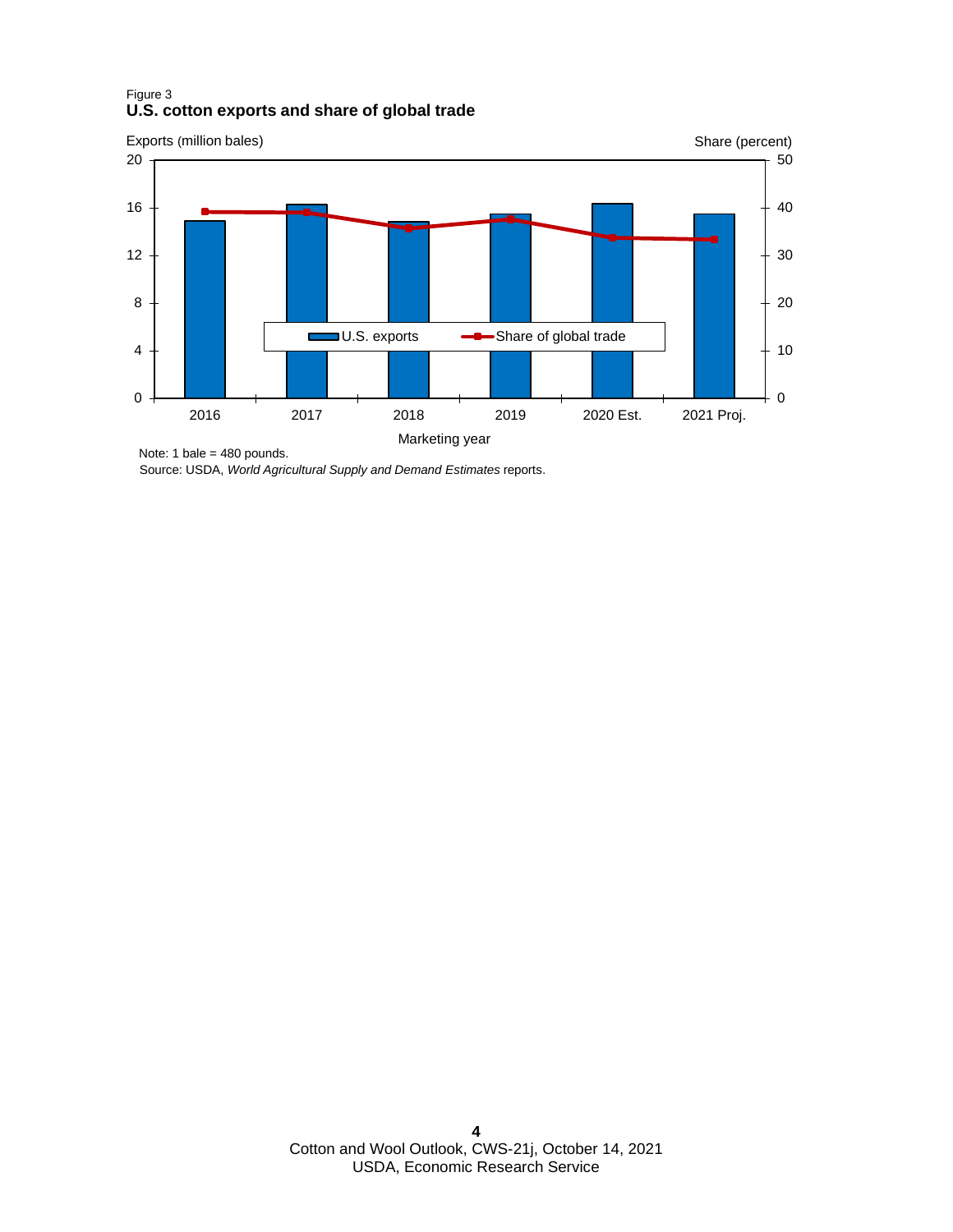Figure 3
**U.S. cotton exports and share of global trade**

Note: 1 bale = 480 pounds.
Source: USDA, *World Agricultural Supply and Demand Estimates* reports.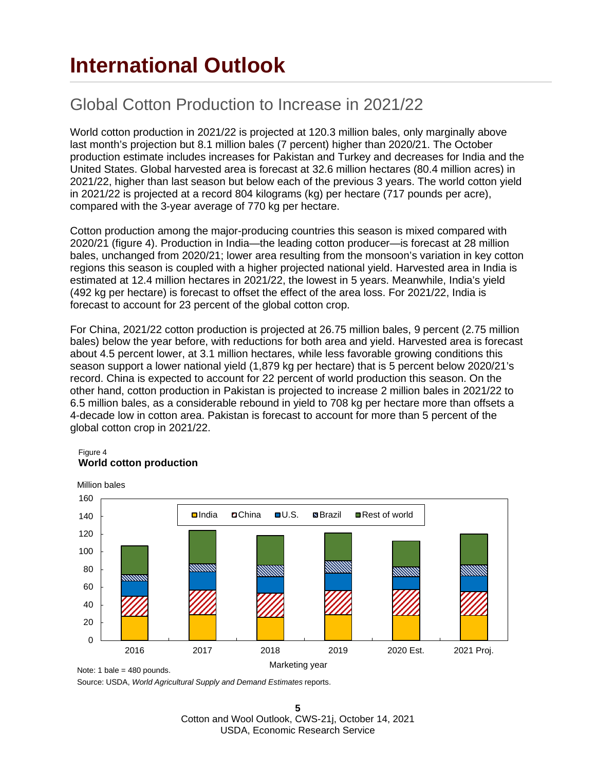# International Outlook

## Global Cotton Production to Increase in 2021/22

World cotton production in 2021/22 is projected at 120.3 million bales, only marginally above last month's projection but 8.1 million bales (7 percent) higher than 2020/21. The October production estimate includes increases for Pakistan and Turkey and decreases for India and the United States. Global harvested area is forecast at 32.6 million hectares (80.4 million acres) in 2021/22, higher than last season but below each of the previous 3 years. The world cotton yield in 2021/22 is projected at a record 804 kilograms (kg) per hectare (717 pounds per acre), compared with the 3-year average of 770 kg per hectare.

Cotton production among the major-producing countries this season is mixed compared with 2020/21 (figure 4). Production in India—the leading cotton producer—is forecast at 28 million bales, unchanged from 2020/21; lower area resulting from the monsoon's variation in key cotton regions this season is coupled with a higher projected national yield. Harvested area in India is estimated at 12.4 million hectares in 2021/22, the lowest in 5 years. Meanwhile, India's yield (492 kg per hectare) is forecast to offset the effect of the area loss. For 2021/22, India is forecast to account for 23 percent of the global cotton crop.

For China, 2021/22 cotton production is projected at 26.75 million bales, 9 percent (2.75 million bales) below the year before, with reductions for both area and yield. Harvested area is forecast about 4.5 percent lower, at 3.1 million hectares, while less favorable growing conditions this season support a lower national yield (1,879 kg per hectare) that is 5 percent below 2020/21's record. China is expected to account for 22 percent of world production this season. On the other hand, cotton production in Pakistan is projected to increase 2 million bales in 2021/22 to 6.5 million bales, as a considerable rebound in yield to 708 kg per hectare more than offsets a 4-decade low in cotton area. Pakistan is forecast to account for more than 5 percent of the global cotton crop in 2021/22.

Figure 4
**World cotton production**

Million bales

Legend: India, China, U.S., Brazil, Rest of world

Marketing year: 2016, 2017, 2018, 2019, 2020 Est., 2021 Proj.

Note: 1 bale = 480 pounds.

Source: USDA, *World Agricultural Supply and Demand Estimates* reports.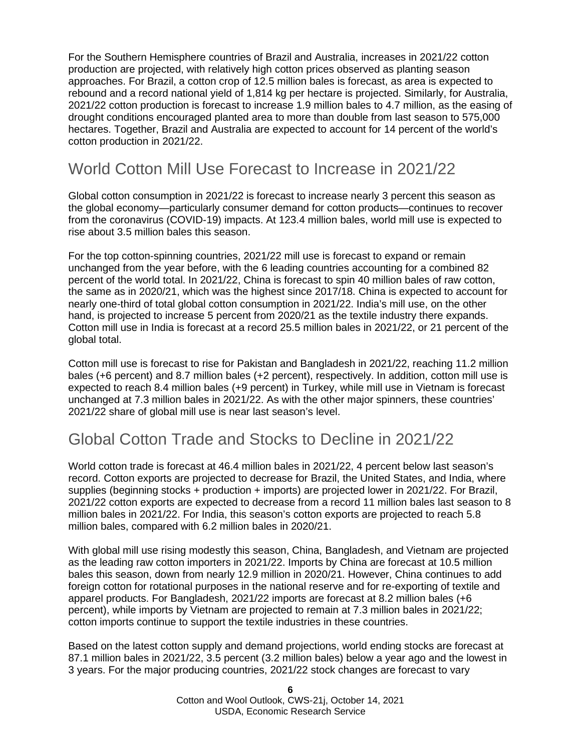For the Southern Hemisphere countries of Brazil and Australia, increases in 2021/22 cotton production are projected, with relatively high cotton prices observed as planting season approaches. For Brazil, a cotton crop of 12.5 million bales is forecast, as area is expected to rebound and a record national yield of 1,814 kg per hectare is projected. Similarly, for Australia, 2021/22 cotton production is forecast to increase 1.9 million bales to 4.7 million, as the easing of drought conditions encouraged planted area to more than double from last season to 575,000 hectares. Together, Brazil and Australia are expected to account for 14 percent of the world's cotton production in 2021/22.

## World Cotton Mill Use Forecast to Increase in 2021/22

Global cotton consumption in 2021/22 is forecast to increase nearly 3 percent this season as the global economy—particularly consumer demand for cotton products—continues to recover from the coronavirus (COVID-19) impacts. At 123.4 million bales, world mill use is expected to rise about 3.5 million bales this season.

For the top cotton-spinning countries, 2021/22 mill use is forecast to expand or remain unchanged from the year before, with the 6 leading countries accounting for a combined 82 percent of the world total. In 2021/22, China is forecast to spin 40 million bales of raw cotton, the same as in 2020/21, which was the highest since 2017/18. China is expected to account for nearly one-third of total global cotton consumption in 2021/22. India's mill use, on the other hand, is projected to increase 5 percent from 2020/21 as the textile industry there expands. Cotton mill use in India is forecast at a record 25.5 million bales in 2021/22, or 21 percent of the global total.

Cotton mill use is forecast to rise for Pakistan and Bangladesh in 2021/22, reaching 11.2 million bales (+6 percent) and 8.7 million bales (+2 percent), respectively. In addition, cotton mill use is expected to reach 8.4 million bales (+9 percent) in Turkey, while mill use in Vietnam is forecast unchanged at 7.3 million bales in 2021/22. As with the other major spinners, these countries' 2021/22 share of global mill use is near last season's level.

## Global Cotton Trade and Stocks to Decline in 2021/22

World cotton trade is forecast at 46.4 million bales in 2021/22, 4 percent below last season's record. Cotton exports are projected to decrease for Brazil, the United States, and India, where supplies (beginning stocks + production + imports) are projected lower in 2021/22. For Brazil, 2021/22 cotton exports are expected to decrease from a record 11 million bales last season to 8 million bales in 2021/22. For India, this season's cotton exports are projected to reach 5.8 million bales, compared with 6.2 million bales in 2020/21.

With global mill use rising modestly this season, China, Bangladesh, and Vietnam are projected as the leading raw cotton importers in 2021/22. Imports by China are forecast at 10.5 million bales this season, down from nearly 12.9 million in 2020/21. However, China continues to add foreign cotton for rotational purposes in the national reserve and for re-exporting of textile and apparel products. For Bangladesh, 2021/22 imports are forecast at 8.2 million bales (+6 percent), while imports by Vietnam are projected to remain at 7.3 million bales in 2021/22; cotton imports continue to support the textile industries in these countries.

Based on the latest cotton supply and demand projections, world ending stocks are forecast at 87.1 million bales in 2021/22, 3.5 percent (3.2 million bales) below a year ago and the lowest in 3 years. For the major producing countries, 2021/22 stock changes are forecast to vary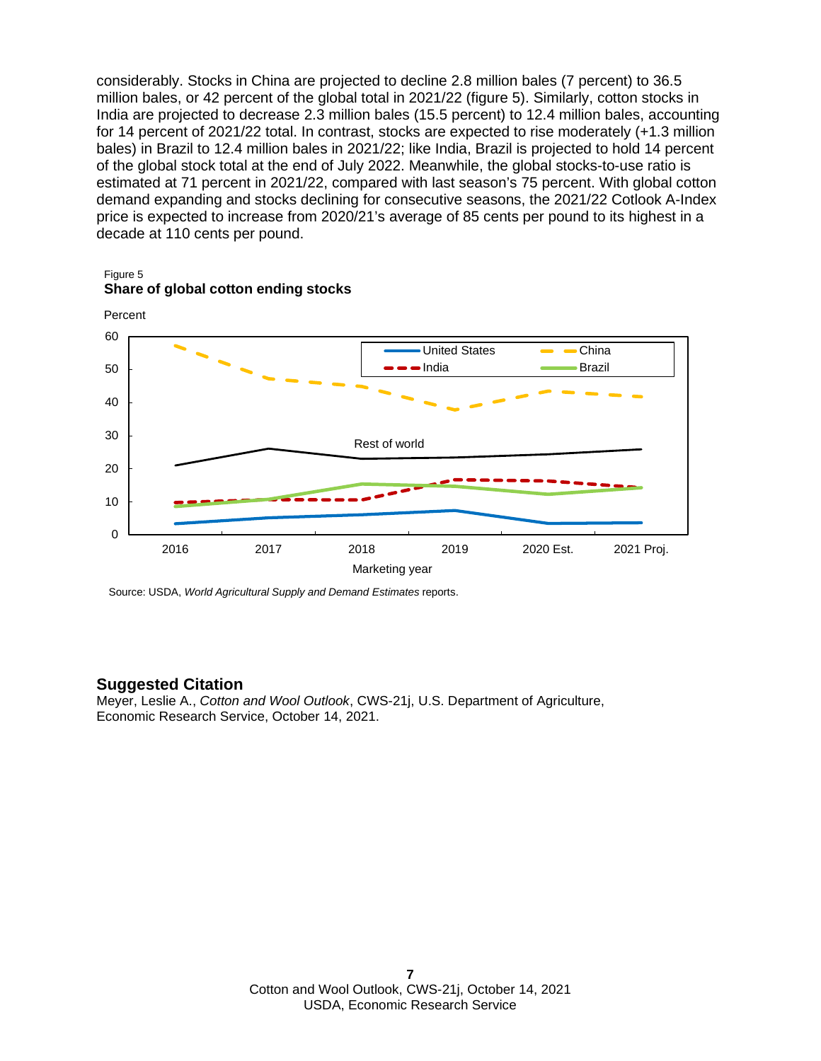considerably. Stocks in China are projected to decline 2.8 million bales (7 percent) to 36.5 million bales, or 42 percent of the global total in 2021/22 (figure 5). Similarly, cotton stocks in India are projected to decrease 2.3 million bales (15.5 percent) to 12.4 million bales, accounting for 14 percent of 2021/22 total. In contrast, stocks are expected to rise moderately (+1.3 million bales) in Brazil to 12.4 million bales in 2021/22; like India, Brazil is projected to hold 14 percent of the global stock total at the end of July 2022. Meanwhile, the global stocks-to-use ratio is estimated at 71 percent in 2021/22, compared with last season's 75 percent. With global cotton demand expanding and stocks declining for consecutive seasons, the 2021/22 Cotlook A-Index price is expected to increase from 2020/21's average of 85 cents per pound to its highest in a decade at 110 cents per pound.

Figure 5
**Share of global cotton ending stocks**

Percent

(Line chart: United States, China, India, Brazil, Rest of world; Marketing year 2016, 2017, 2018, 2019, 2020 Est., 2021 Proj.)

Source: USDA, *World Agricultural Supply and Demand Estimates* reports.

## Suggested Citation

Meyer, Leslie A., *Cotton and Wool Outlook*, CWS-21j, U.S. Department of Agriculture, Economic Research Service, October 14, 2021.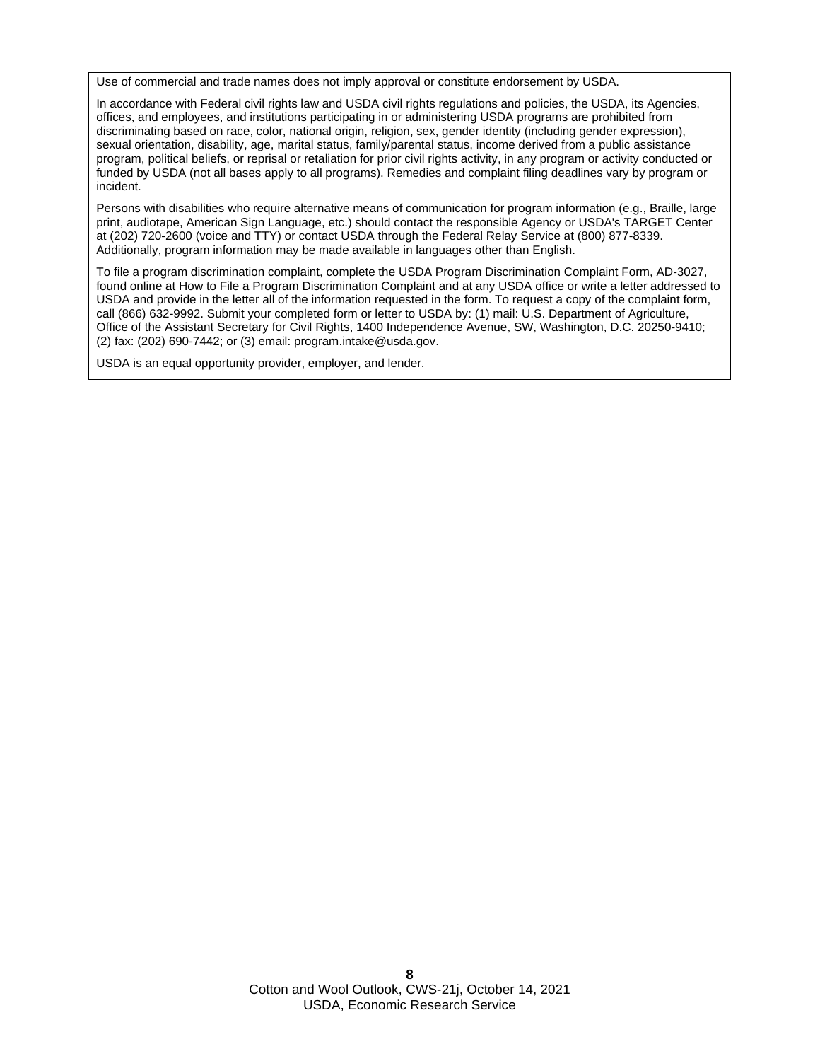Use of commercial and trade names does not imply approval or constitute endorsement by USDA.

In accordance with Federal civil rights law and USDA civil rights regulations and policies, the USDA, its Agencies, offices, and employees, and institutions participating in or administering USDA programs are prohibited from discriminating based on race, color, national origin, religion, sex, gender identity (including gender expression), sexual orientation, disability, age, marital status, family/parental status, income derived from a public assistance program, political beliefs, or reprisal or retaliation for prior civil rights activity, in any program or activity conducted or funded by USDA (not all bases apply to all programs). Remedies and complaint filing deadlines vary by program or incident.

Persons with disabilities who require alternative means of communication for program information (e.g., Braille, large print, audiotape, American Sign Language, etc.) should contact the responsible Agency or USDA's TARGET Center at (202) 720-2600 (voice and TTY) or contact USDA through the Federal Relay Service at (800) 877-8339. Additionally, program information may be made available in languages other than English.

To file a program discrimination complaint, complete the USDA Program Discrimination Complaint Form, AD-3027, found online at How to File a Program Discrimination Complaint and at any USDA office or write a letter addressed to USDA and provide in the letter all of the information requested in the form. To request a copy of the complaint form, call (866) 632-9992. Submit your completed form or letter to USDA by: (1) mail: U.S. Department of Agriculture, Office of the Assistant Secretary for Civil Rights, 1400 Independence Avenue, SW, Washington, D.C. 20250-9410; (2) fax: (202) 690-7442; or (3) email: program.intake@usda.gov.

USDA is an equal opportunity provider, employer, and lender.